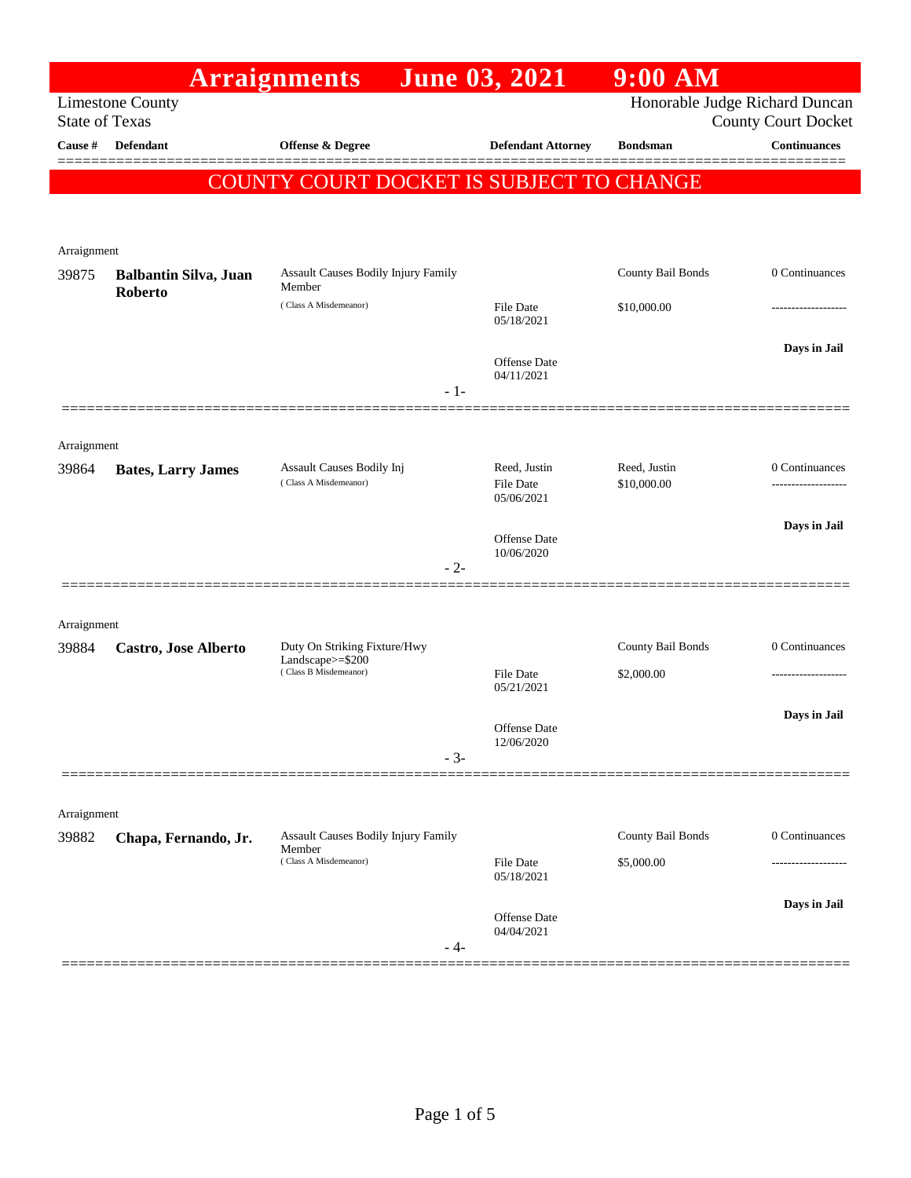# Arraignments June 03, 2021 9:00 AM

Limestone County
State of Texas

Honorable Judge Richard Duncan
County Court Docket

**COUNTY COURT DOCKET IS SUBJECT TO CHANGE**

| Cause # | Defendant | Offense & Degree | Defendant Attorney | Bondsman | Continuances |
|---|---|---|---|---|---|
| Arraignment | | | | | |
| 39875 | **Balbantin Silva, Juan Roberto** | Assault Causes Bodily Injury Family Member (Class A Misdemeanor) | File Date 05/18/2021; Offense Date 04/11/2021 | County Bail Bonds $10,000.00 | 0 Continuances; **Days in Jail** |
| | | - 1- | | | |
| Arraignment | | | | | |
| 39864 | **Bates, Larry James** | Assault Causes Bodily Inj (Class A Misdemeanor) | Reed, Justin; File Date 05/06/2021; Offense Date 10/06/2020 | Reed, Justin $10,000.00 | 0 Continuances; **Days in Jail** |
| | | - 2- | | | |
| Arraignment | | | | | |
| 39884 | **Castro, Jose Alberto** | Duty On Striking Fixture/Hwy Landscape>=$200 (Class B Misdemeanor) | File Date 05/21/2021; Offense Date 12/06/2020 | County Bail Bonds $2,000.00 | 0 Continuances; **Days in Jail** |
| | | - 3- | | | |
| Arraignment | | | | | |
| 39882 | **Chapa, Fernando, Jr.** | Assault Causes Bodily Injury Family Member (Class A Misdemeanor) | File Date 05/18/2021; Offense Date 04/04/2021 | County Bail Bonds $5,000.00 | 0 Continuances; **Days in Jail** |
| | | - 4- | | | |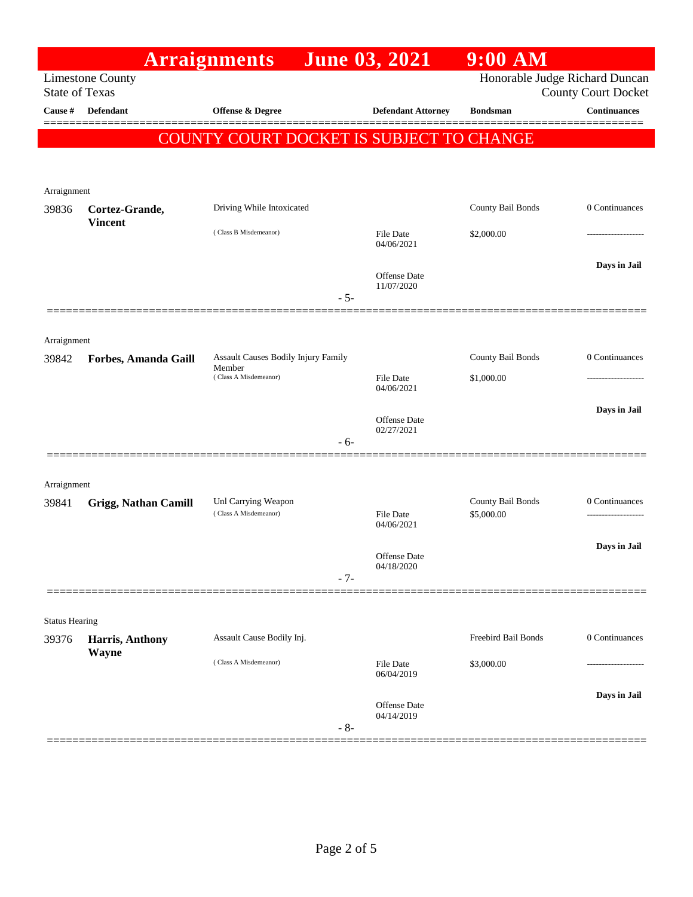# Arraignments June 03, 2021 9:00 AM

Limestone County
State of Texas

Honorable Judge Richard Duncan
County Court Docket

**COUNTY COURT DOCKET IS SUBJECT TO CHANGE**

| Cause # | Defendant | Offense & Degree | Defendant Attorney | Bondsman | Continuances |
|---|---|---|---|---|---|
| Arraignment | | | | | |
| 39836 | **Cortez-Grande, Vincent** | Driving While Intoxicated (Class B Misdemeanor) | File Date 04/06/2021; Offense Date 11/07/2020 | County Bail Bonds $2,000.00 | 0 Continuances; Days in Jail |
| | | - 5- | | | |
| Arraignment | | | | | |
| 39842 | **Forbes, Amanda Gaill** | Assault Causes Bodily Injury Family Member (Class A Misdemeanor) | File Date 04/06/2021; Offense Date 02/27/2021 | County Bail Bonds $1,000.00 | 0 Continuances; Days in Jail |
| | | - 6- | | | |
| Arraignment | | | | | |
| 39841 | **Grigg, Nathan Camill** | Unl Carrying Weapon (Class A Misdemeanor) | File Date 04/06/2021; Offense Date 04/18/2020 | County Bail Bonds $5,000.00 | 0 Continuances; Days in Jail |
| | | - 7- | | | |
| Status Hearing | | | | | |
| 39376 | **Harris, Anthony Wayne** | Assault Cause Bodily Inj. (Class A Misdemeanor) | File Date 06/04/2019; Offense Date 04/14/2019 | Freebird Bail Bonds $3,000.00 | 0 Continuances; Days in Jail |
| | | - 8- | | | |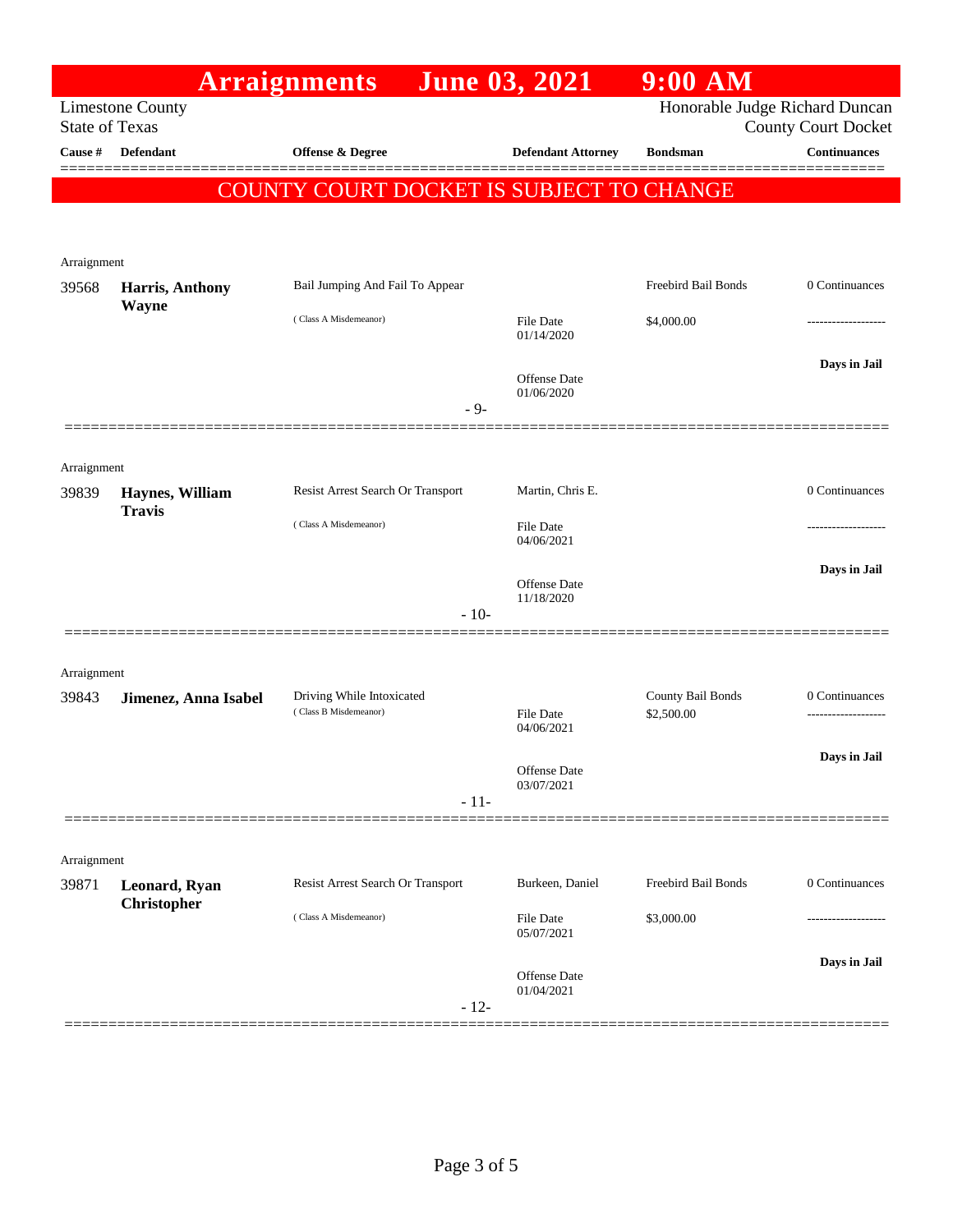# Arraignments June 03, 2021 9:00 AM

Limestone County
State of Texas

Honorable Judge Richard Duncan
County Court Docket

**COUNTY COURT DOCKET IS SUBJECT TO CHANGE**

| Cause # | Defendant | Offense & Degree | Defendant Attorney | Bondsman | Continuances |
|---|---|---|---|---|---|
| Arraignment | | | | | |
| 39568 | **Harris, Anthony Wayne** | Bail Jumping And Fail To Appear (Class A Misdemeanor) | File Date 01/14/2020; Offense Date 01/06/2020 | Freebird Bail Bonds $4,000.00 | 0 Continuances; Days in Jail |
| | | - 9- | | | |
| Arraignment | | | | | |
| 39839 | **Haynes, William Travis** | Resist Arrest Search Or Transport (Class A Misdemeanor) | Martin, Chris E.; File Date 04/06/2021; Offense Date 11/18/2020 | | 0 Continuances; Days in Jail |
| | | - 10- | | | |
| Arraignment | | | | | |
| 39843 | **Jimenez, Anna Isabel** | Driving While Intoxicated (Class B Misdemeanor) | File Date 04/06/2021; Offense Date 03/07/2021 | County Bail Bonds $2,500.00 | 0 Continuances; Days in Jail |
| | | - 11- | | | |
| Arraignment | | | | | |
| 39871 | **Leonard, Ryan Christopher** | Resist Arrest Search Or Transport (Class A Misdemeanor) | Burkeen, Daniel; File Date 05/07/2021; Offense Date 01/04/2021 | Freebird Bail Bonds $3,000.00 | 0 Continuances; Days in Jail |
| | | - 12- | | | |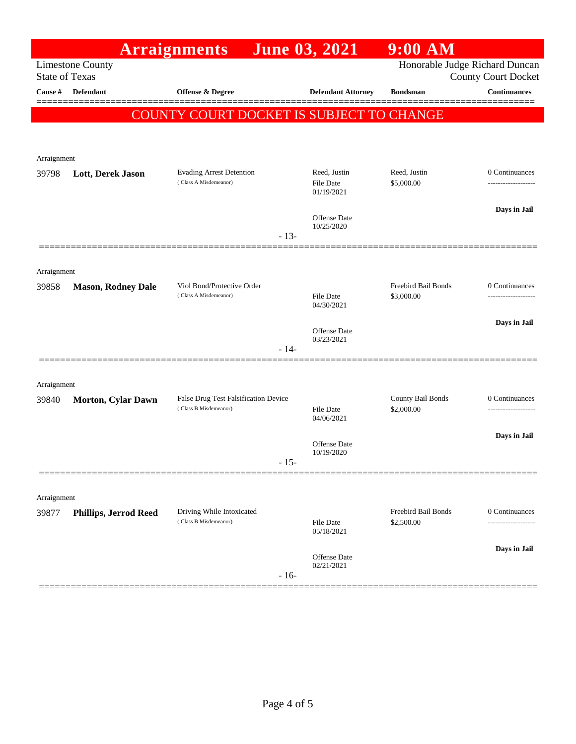# Arraignments June 03, 2021 9:00 AM

Limestone County
State of Texas

Honorable Judge Richard Duncan
County Court Docket

**COUNTY COURT DOCKET IS SUBJECT TO CHANGE**

| Cause # | Defendant | Offense & Degree | Defendant Attorney | Bondsman | Continuances |
|---|---|---|---|---|---|
| Arraignment | | | | | |
| 39798 | **Lott, Derek Jason** | Evading Arrest Detention (Class A Misdemeanor) | Reed, Justin<br>File Date 01/19/2021<br>Offense Date 10/25/2020 | Reed, Justin<br>$5,000.00 | 0 Continuances<br>Days in Jail |
| | | | - 13- | | |
| Arraignment | | | | | |
| 39858 | **Mason, Rodney Dale** | Viol Bond/Protective Order (Class A Misdemeanor) | File Date 04/30/2021<br>Offense Date 03/23/2021 | Freebird Bail Bonds<br>$3,000.00 | 0 Continuances<br>Days in Jail |
| | | | - 14- | | |
| Arraignment | | | | | |
| 39840 | **Morton, Cylar Dawn** | False Drug Test Falsification Device (Class B Misdemeanor) | File Date 04/06/2021<br>Offense Date 10/19/2020 | County Bail Bonds<br>$2,000.00 | 0 Continuances<br>Days in Jail |
| | | | - 15- | | |
| Arraignment | | | | | |
| 39877 | **Phillips, Jerrod Reed** | Driving While Intoxicated (Class B Misdemeanor) | File Date 05/18/2021<br>Offense Date 02/21/2021 | Freebird Bail Bonds<br>$2,500.00 | 0 Continuances<br>Days in Jail |
| | | | - 16- | | |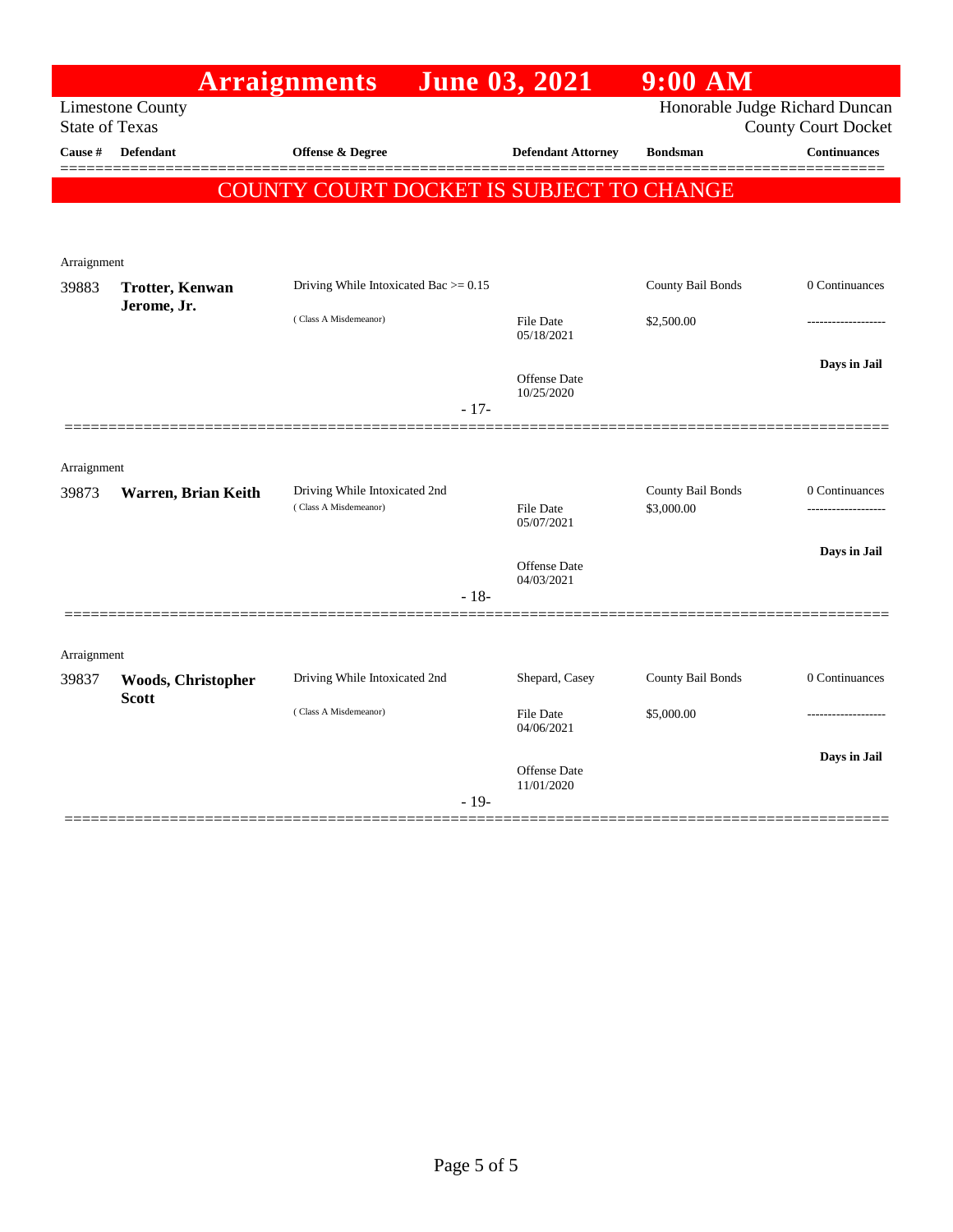# Arraignments June 03, 2021 9:00 AM

Limestone County
State of Texas

Honorable Judge Richard Duncan
County Court Docket

| Cause # | Defendant | Offense & Degree | Defendant Attorney | Bondsman | Continuances |
|---|---|---|---|---|---|

COUNTY COURT DOCKET IS SUBJECT TO CHANGE

Arraignment

| Cause # | Defendant | Offense & Degree | Defendant Attorney | Bondsman | Continuances |
|---|---|---|---|---|---|
| 39883 | **Trotter, Kenwan Jerome, Jr.** | Driving While Intoxicated Bac >= 0.15 (Class A Misdemeanor) | File Date 05/18/2021<br>Offense Date 10/25/2020 | County Bail Bonds<br>$2,500.00 | 0 Continuances<br>-------------------<br>**Days in Jail** |

- 17-

Arraignment

| Cause # | Defendant | Offense & Degree | Defendant Attorney | Bondsman | Continuances |
|---|---|---|---|---|---|
| 39873 | **Warren, Brian Keith** | Driving While Intoxicated 2nd (Class A Misdemeanor) | File Date 05/07/2021<br>Offense Date 04/03/2021 | County Bail Bonds<br>$3,000.00 | 0 Continuances<br>-------------------<br>**Days in Jail** |

- 18-

Arraignment

| Cause # | Defendant | Offense & Degree | Defendant Attorney | Bondsman | Continuances |
|---|---|---|---|---|---|
| 39837 | **Woods, Christopher Scott** | Driving While Intoxicated 2nd (Class A Misdemeanor) | Shepard, Casey<br>File Date 04/06/2021<br>Offense Date 11/01/2020 | County Bail Bonds<br>$5,000.00 | 0 Continuances<br>-------------------<br>**Days in Jail** |

- 19-